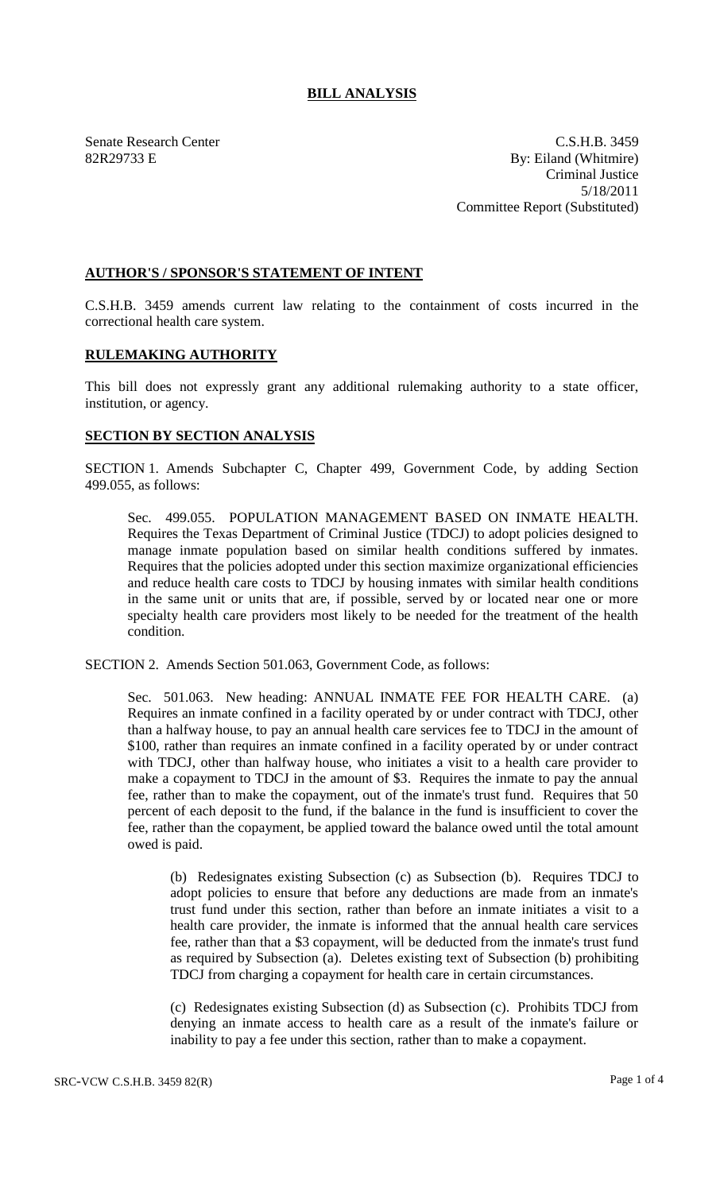# BILL ANALYSIS

Senate Research Center
82R29733 E

C.S.H.B. 3459
By: Eiland (Whitmire)
Criminal Justice
5/18/2011
Committee Report (Substituted)

## AUTHOR'S / SPONSOR'S STATEMENT OF INTENT

C.S.H.B. 3459 amends current law relating to the containment of costs incurred in the correctional health care system.

## RULEMAKING AUTHORITY

This bill does not expressly grant any additional rulemaking authority to a state officer, institution, or agency.

## SECTION BY SECTION ANALYSIS

SECTION 1. Amends Subchapter C, Chapter 499, Government Code, by adding Section 499.055, as follows:

Sec. 499.055. POPULATION MANAGEMENT BASED ON INMATE HEALTH. Requires the Texas Department of Criminal Justice (TDCJ) to adopt policies designed to manage inmate population based on similar health conditions suffered by inmates. Requires that the policies adopted under this section maximize organizational efficiencies and reduce health care costs to TDCJ by housing inmates with similar health conditions in the same unit or units that are, if possible, served by or located near one or more specialty health care providers most likely to be needed for the treatment of the health condition.

SECTION 2. Amends Section 501.063, Government Code, as follows:

Sec. 501.063. New heading: ANNUAL INMATE FEE FOR HEALTH CARE. (a) Requires an inmate confined in a facility operated by or under contract with TDCJ, other than a halfway house, to pay an annual health care services fee to TDCJ in the amount of $100, rather than requires an inmate confined in a facility operated by or under contract with TDCJ, other than halfway house, who initiates a visit to a health care provider to make a copayment to TDCJ in the amount of $3. Requires the inmate to pay the annual fee, rather than to make the copayment, out of the inmate's trust fund. Requires that 50 percent of each deposit to the fund, if the balance in the fund is insufficient to cover the fee, rather than the copayment, be applied toward the balance owed until the total amount owed is paid.

(b) Redesignates existing Subsection (c) as Subsection (b). Requires TDCJ to adopt policies to ensure that before any deductions are made from an inmate's trust fund under this section, rather than before an inmate initiates a visit to a health care provider, the inmate is informed that the annual health care services fee, rather than that a $3 copayment, will be deducted from the inmate's trust fund as required by Subsection (a). Deletes existing text of Subsection (b) prohibiting TDCJ from charging a copayment for health care in certain circumstances.

(c) Redesignates existing Subsection (d) as Subsection (c). Prohibits TDCJ from denying an inmate access to health care as a result of the inmate's failure or inability to pay a fee under this section, rather than to make a copayment.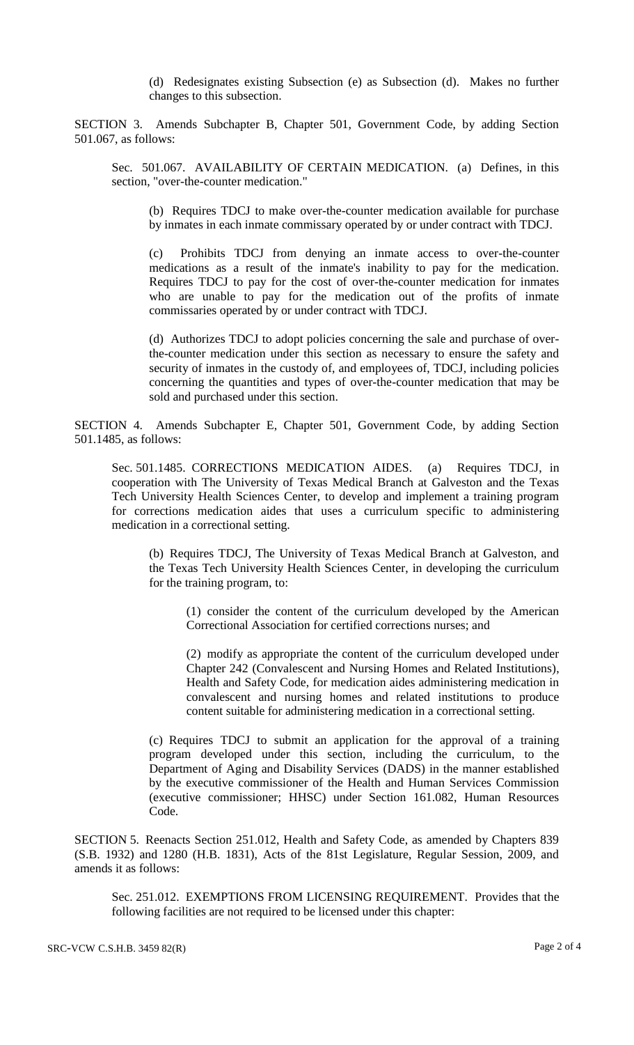(d) Redesignates existing Subsection (e) as Subsection (d). Makes no further changes to this subsection.

SECTION 3. Amends Subchapter B, Chapter 501, Government Code, by adding Section 501.067, as follows:

Sec. 501.067. AVAILABILITY OF CERTAIN MEDICATION. (a) Defines, in this section, "over-the-counter medication."

(b) Requires TDCJ to make over-the-counter medication available for purchase by inmates in each inmate commissary operated by or under contract with TDCJ.

(c) Prohibits TDCJ from denying an inmate access to over-the-counter medications as a result of the inmate's inability to pay for the medication. Requires TDCJ to pay for the cost of over-the-counter medication for inmates who are unable to pay for the medication out of the profits of inmate commissaries operated by or under contract with TDCJ.

(d) Authorizes TDCJ to adopt policies concerning the sale and purchase of over-the-counter medication under this section as necessary to ensure the safety and security of inmates in the custody of, and employees of, TDCJ, including policies concerning the quantities and types of over-the-counter medication that may be sold and purchased under this section.

SECTION 4. Amends Subchapter E, Chapter 501, Government Code, by adding Section 501.1485, as follows:

Sec. 501.1485. CORRECTIONS MEDICATION AIDES. (a) Requires TDCJ, in cooperation with The University of Texas Medical Branch at Galveston and the Texas Tech University Health Sciences Center, to develop and implement a training program for corrections medication aides that uses a curriculum specific to administering medication in a correctional setting.

(b) Requires TDCJ, The University of Texas Medical Branch at Galveston, and the Texas Tech University Health Sciences Center, in developing the curriculum for the training program, to:

(1) consider the content of the curriculum developed by the American Correctional Association for certified corrections nurses; and

(2) modify as appropriate the content of the curriculum developed under Chapter 242 (Convalescent and Nursing Homes and Related Institutions), Health and Safety Code, for medication aides administering medication in convalescent and nursing homes and related institutions to produce content suitable for administering medication in a correctional setting.

(c) Requires TDCJ to submit an application for the approval of a training program developed under this section, including the curriculum, to the Department of Aging and Disability Services (DADS) in the manner established by the executive commissioner of the Health and Human Services Commission (executive commissioner; HHSC) under Section 161.082, Human Resources Code.

SECTION 5. Reenacts Section 251.012, Health and Safety Code, as amended by Chapters 839 (S.B. 1932) and 1280 (H.B. 1831), Acts of the 81st Legislature, Regular Session, 2009, and amends it as follows:

Sec. 251.012. EXEMPTIONS FROM LICENSING REQUIREMENT. Provides that the following facilities are not required to be licensed under this chapter: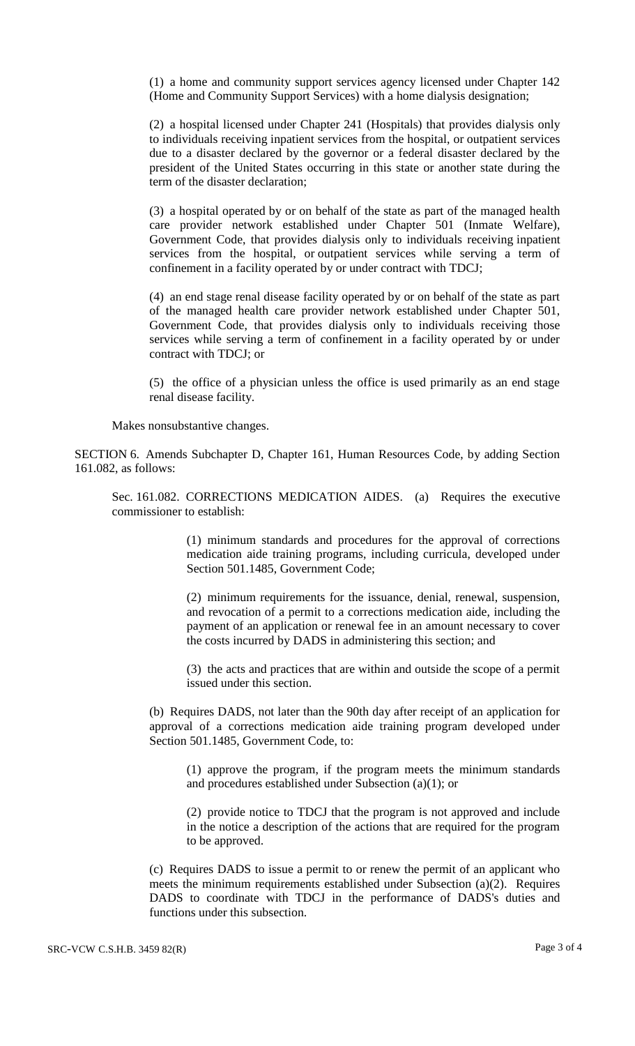(1) a home and community support services agency licensed under Chapter 142 (Home and Community Support Services) with a home dialysis designation;

(2) a hospital licensed under Chapter 241 (Hospitals) that provides dialysis only to individuals receiving inpatient services from the hospital, or outpatient services due to a disaster declared by the governor or a federal disaster declared by the president of the United States occurring in this state or another state during the term of the disaster declaration;

(3) a hospital operated by or on behalf of the state as part of the managed health care provider network established under Chapter 501 (Inmate Welfare), Government Code, that provides dialysis only to individuals receiving inpatient services from the hospital, or outpatient services while serving a term of confinement in a facility operated by or under contract with TDCJ;

(4) an end stage renal disease facility operated by or on behalf of the state as part of the managed health care provider network established under Chapter 501, Government Code, that provides dialysis only to individuals receiving those services while serving a term of confinement in a facility operated by or under contract with TDCJ; or

(5) the office of a physician unless the office is used primarily as an end stage renal disease facility.

Makes nonsubstantive changes.

SECTION 6. Amends Subchapter D, Chapter 161, Human Resources Code, by adding Section 161.082, as follows:

Sec. 161.082. CORRECTIONS MEDICATION AIDES. (a) Requires the executive commissioner to establish:

(1) minimum standards and procedures for the approval of corrections medication aide training programs, including curricula, developed under Section 501.1485, Government Code;

(2) minimum requirements for the issuance, denial, renewal, suspension, and revocation of a permit to a corrections medication aide, including the payment of an application or renewal fee in an amount necessary to cover the costs incurred by DADS in administering this section; and

(3) the acts and practices that are within and outside the scope of a permit issued under this section.

(b) Requires DADS, not later than the 90th day after receipt of an application for approval of a corrections medication aide training program developed under Section 501.1485, Government Code, to:

(1) approve the program, if the program meets the minimum standards and procedures established under Subsection (a)(1); or

(2) provide notice to TDCJ that the program is not approved and include in the notice a description of the actions that are required for the program to be approved.

(c) Requires DADS to issue a permit to or renew the permit of an applicant who meets the minimum requirements established under Subsection (a)(2). Requires DADS to coordinate with TDCJ in the performance of DADS's duties and functions under this subsection.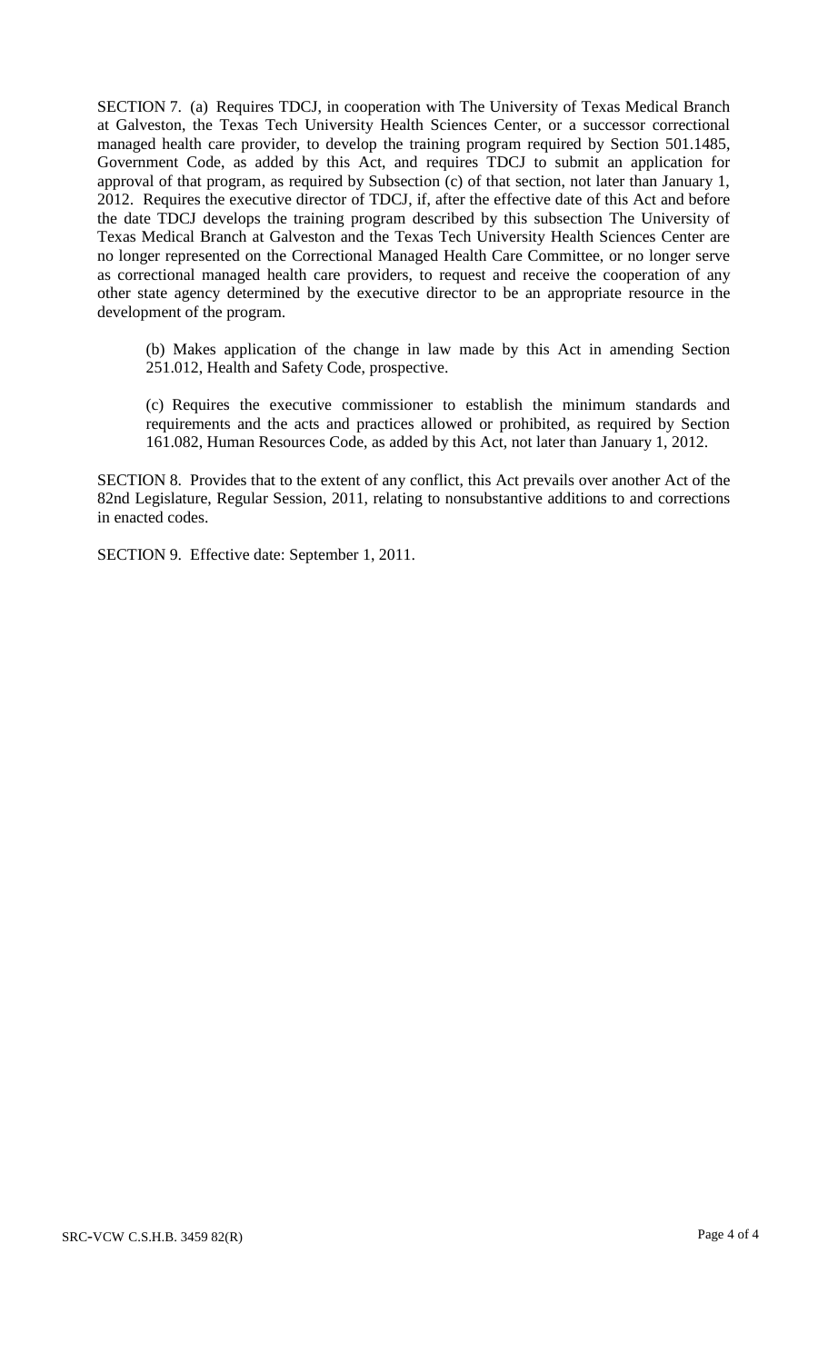SECTION 7. (a) Requires TDCJ, in cooperation with The University of Texas Medical Branch at Galveston, the Texas Tech University Health Sciences Center, or a successor correctional managed health care provider, to develop the training program required by Section 501.1485, Government Code, as added by this Act, and requires TDCJ to submit an application for approval of that program, as required by Subsection (c) of that section, not later than January 1, 2012. Requires the executive director of TDCJ, if, after the effective date of this Act and before the date TDCJ develops the training program described by this subsection The University of Texas Medical Branch at Galveston and the Texas Tech University Health Sciences Center are no longer represented on the Correctional Managed Health Care Committee, or no longer serve as correctional managed health care providers, to request and receive the cooperation of any other state agency determined by the executive director to be an appropriate resource in the development of the program.

(b) Makes application of the change in law made by this Act in amending Section 251.012, Health and Safety Code, prospective.

(c) Requires the executive commissioner to establish the minimum standards and requirements and the acts and practices allowed or prohibited, as required by Section 161.082, Human Resources Code, as added by this Act, not later than January 1, 2012.

SECTION 8. Provides that to the extent of any conflict, this Act prevails over another Act of the 82nd Legislature, Regular Session, 2011, relating to nonsubstantive additions to and corrections in enacted codes.

SECTION 9. Effective date: September 1, 2011.